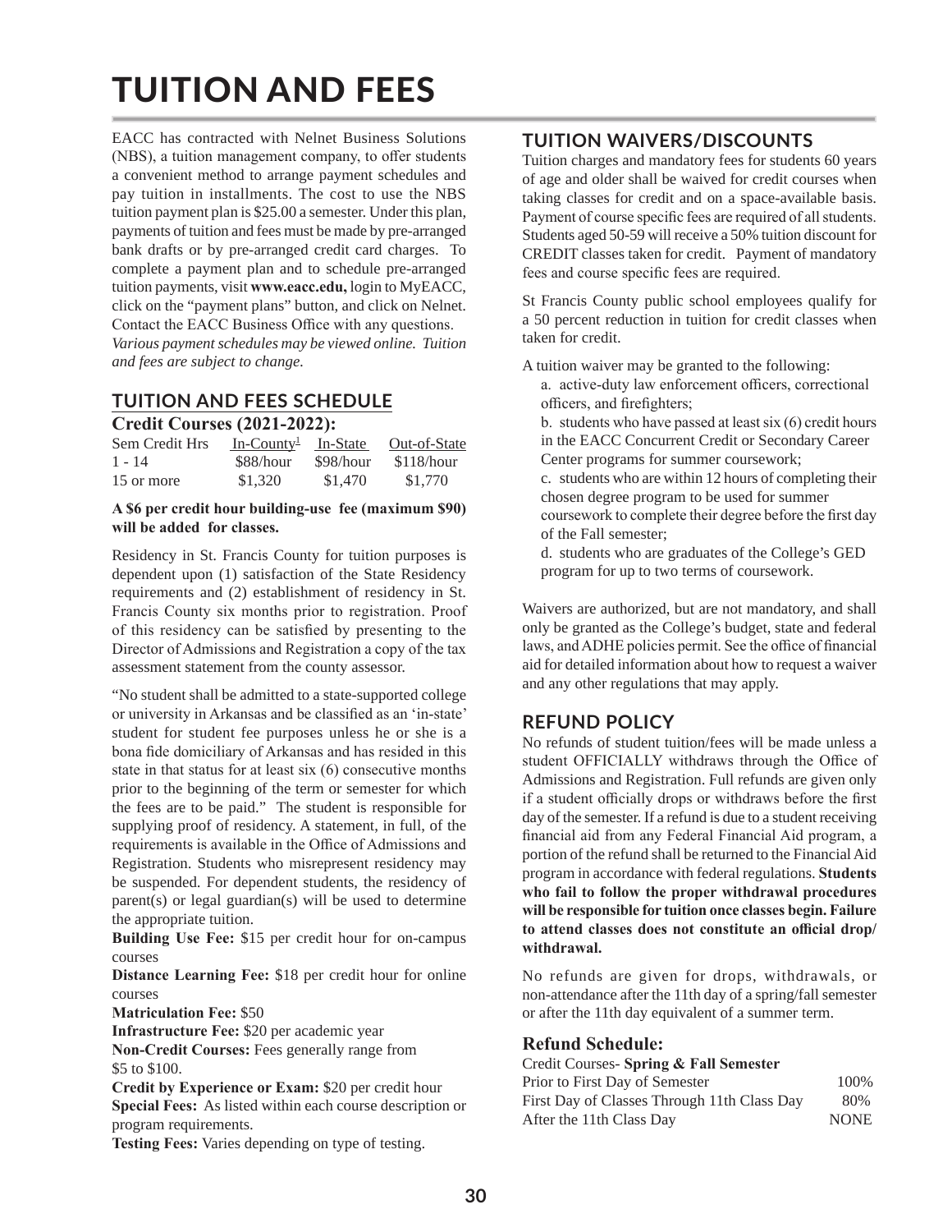# TUITION AND FEES

EACC has contracted with Nelnet Business Solutions (NBS), a tuition management company, to offer students a convenient method to arrange payment schedules and pay tuition in installments. The cost to use the NBS tuition payment plan is $25.00 a semester. Under this plan, payments of tuition and fees must be made by pre-arranged bank drafts or by pre-arranged credit card charges. To complete a payment plan and to schedule pre-arranged tuition payments, visit **www.eacc.edu,** login to MyEACC, click on the "payment plans" button, and click on Nelnet. Contact the EACC Business Office with any questions. *Various payment schedules may be viewed online. Tuition and fees are subject to change.*

## TUITION AND FEES SCHEDULE

**Credit Courses (2021-2022):**

| Sem Credit Hrs | In-County[1] | In-State | Out-of-State |
|---|---|---|---|
| 1 - 14 | $88/hour | $98/hour | $118/hour |
| 15 or more | $1,320 | $1,470 | $1,770 |

**A $6 per credit hour building-use fee (maximum $90) will be added for classes.**

Residency in St. Francis County for tuition purposes is dependent upon (1) satisfaction of the State Residency requirements and (2) establishment of residency in St. Francis County six months prior to registration. Proof of this residency can be satisfied by presenting to the Director of Admissions and Registration a copy of the tax assessment statement from the county assessor.

"No student shall be admitted to a state-supported college or university in Arkansas and be classified as an 'in-state' student for student fee purposes unless he or she is a bona fide domiciliary of Arkansas and has resided in this state in that status for at least six (6) consecutive months prior to the beginning of the term or semester for which the fees are to be paid." The student is responsible for supplying proof of residency. A statement, in full, of the requirements is available in the Office of Admissions and Registration. Students who misrepresent residency may be suspended. For dependent students, the residency of parent(s) or legal guardian(s) will be used to determine the appropriate tuition.

**Building Use Fee:** $15 per credit hour for on-campus courses

**Distance Learning Fee:** $18 per credit hour for online courses

**Matriculation Fee:** $50

**Infrastructure Fee:** $20 per academic year

**Non-Credit Courses:** Fees generally range from $5 to $100.

**Credit by Experience or Exam:** $20 per credit hour

**Special Fees:** As listed within each course description or program requirements.

**Testing Fees:** Varies depending on type of testing.

## TUITION WAIVERS/DISCOUNTS

Tuition charges and mandatory fees for students 60 years of age and older shall be waived for credit courses when taking classes for credit and on a space-available basis. Payment of course specific fees are required of all students. Students aged 50-59 will receive a 50% tuition discount for CREDIT classes taken for credit. Payment of mandatory fees and course specific fees are required.

St Francis County public school employees qualify for a 50 percent reduction in tuition for credit classes when taken for credit.

A tuition waiver may be granted to the following:

a. active-duty law enforcement officers, correctional officers, and firefighters;

b. students who have passed at least six (6) credit hours in the EACC Concurrent Credit or Secondary Career Center programs for summer coursework;

c. students who are within 12 hours of completing their chosen degree program to be used for summer coursework to complete their degree before the first day of the Fall semester;

d. students who are graduates of the College's GED program for up to two terms of coursework.

Waivers are authorized, but are not mandatory, and shall only be granted as the College's budget, state and federal laws, and ADHE policies permit. See the office of financial aid for detailed information about how to request a waiver and any other regulations that may apply.

## REFUND POLICY

No refunds of student tuition/fees will be made unless a student OFFICIALLY withdraws through the Office of Admissions and Registration. Full refunds are given only if a student officially drops or withdraws before the first day of the semester. If a refund is due to a student receiving financial aid from any Federal Financial Aid program, a portion of the refund shall be returned to the Financial Aid program in accordance with federal regulations. **Students who fail to follow the proper withdrawal procedures will be responsible for tuition once classes begin. Failure to attend classes does not constitute an official drop/ withdrawal.**

No refunds are given for drops, withdrawals, or non-attendance after the 11th day of a spring/fall semester or after the 11th day equivalent of a summer term.

### Refund Schedule:

| Credit Courses- **Spring & Fall Semester** | |
|---|---|
| Prior to First Day of Semester | 100% |
| First Day of Classes Through 11th Class Day | 80% |
| After the 11th Class Day | NONE |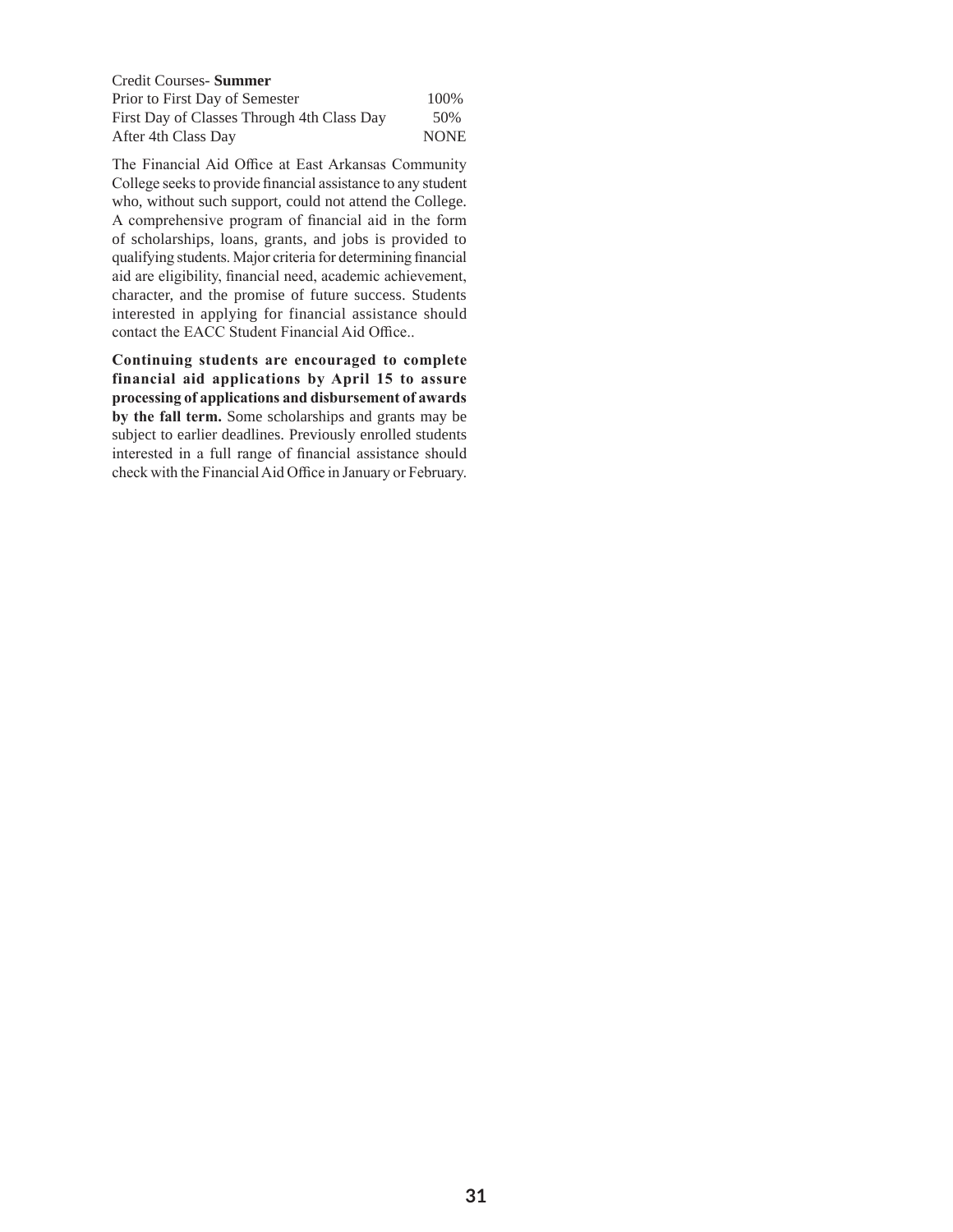| Credit Courses- **Summer** | |
|---|---|
| Prior to First Day of Semester | 100% |
| First Day of Classes Through 4th Class Day | 50% |
| After 4th Class Day | NONE |

The Financial Aid Office at East Arkansas Community College seeks to provide financial assistance to any student who, without such support, could not attend the College. A comprehensive program of financial aid in the form of scholarships, loans, grants, and jobs is provided to qualifying students. Major criteria for determining financial aid are eligibility, financial need, academic achievement, character, and the promise of future success. Students interested in applying for financial assistance should contact the EACC Student Financial Aid Office..

**Continuing students are encouraged to complete financial aid applications by April 15 to assure processing of applications and disbursement of awards by the fall term.** Some scholarships and grants may be subject to earlier deadlines. Previously enrolled students interested in a full range of financial assistance should check with the Financial Aid Office in January or February.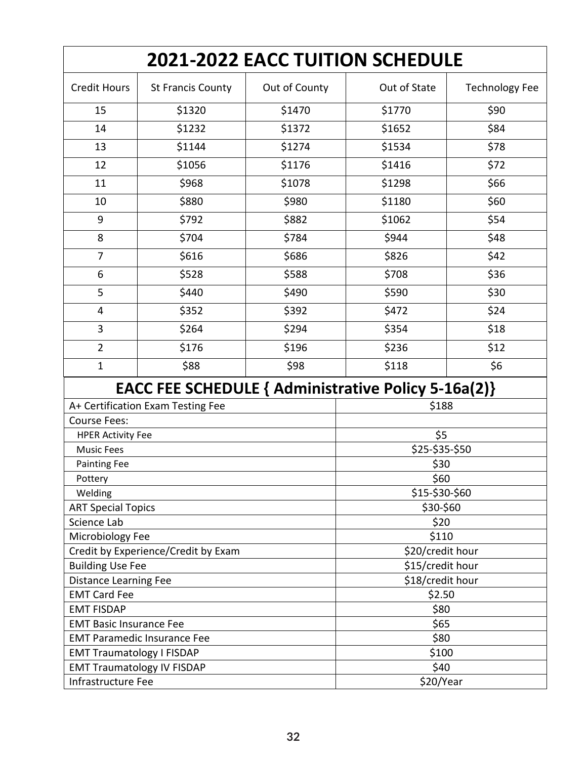# 2021-2022 EACC TUITION SCHEDULE

| Credit Hours | St Francis County | Out of County | Out of State | Technology Fee |
|---|---|---|---|---|
| 15 | $1320 | $1470 | $1770 | $90 |
| 14 | $1232 | $1372 | $1652 | $84 |
| 13 | $1144 | $1274 | $1534 | $78 |
| 12 | $1056 | $1176 | $1416 | $72 |
| 11 | $968 | $1078 | $1298 | $66 |
| 10 | $880 | $980 | $1180 | $60 |
| 9 | $792 | $882 | $1062 | $54 |
| 8 | $704 | $784 | $944 | $48 |
| 7 | $616 | $686 | $826 | $42 |
| 6 | $528 | $588 | $708 | $36 |
| 5 | $440 | $490 | $590 | $30 |
| 4 | $352 | $392 | $472 | $24 |
| 3 | $264 | $294 | $354 | $18 |
| 2 | $176 | $196 | $236 | $12 |
| 1 | $88 | $98 | $118 | $6 |

## EACC FEE SCHEDULE { Administrative Policy 5-16a(2)}

| Fee | Amount |
|---|---|
| A+ Certification Exam Testing Fee | $188 |
| Course Fees: | |
| HPER Activity Fee | $5 |
| Music Fees | $25-$35-$50 |
| Painting Fee | $30 |
| Pottery | $60 |
| Welding | $15-$30-$60 |
| ART Special Topics | $30-$60 |
| Science Lab | $20 |
| Microbiology Fee | $110 |
| Credit by Experience/Credit by Exam | $20/credit hour |
| Building Use Fee | $15/credit hour |
| Distance Learning Fee | $18/credit hour |
| EMT Card Fee | $2.50 |
| EMT FISDAP | $80 |
| EMT Basic Insurance Fee | $65 |
| EMT Paramedic Insurance Fee | $80 |
| EMT Traumatology I FISDAP | $100 |
| EMT Traumatology IV FISDAP | $40 |
| Infrastructure Fee | $20/Year |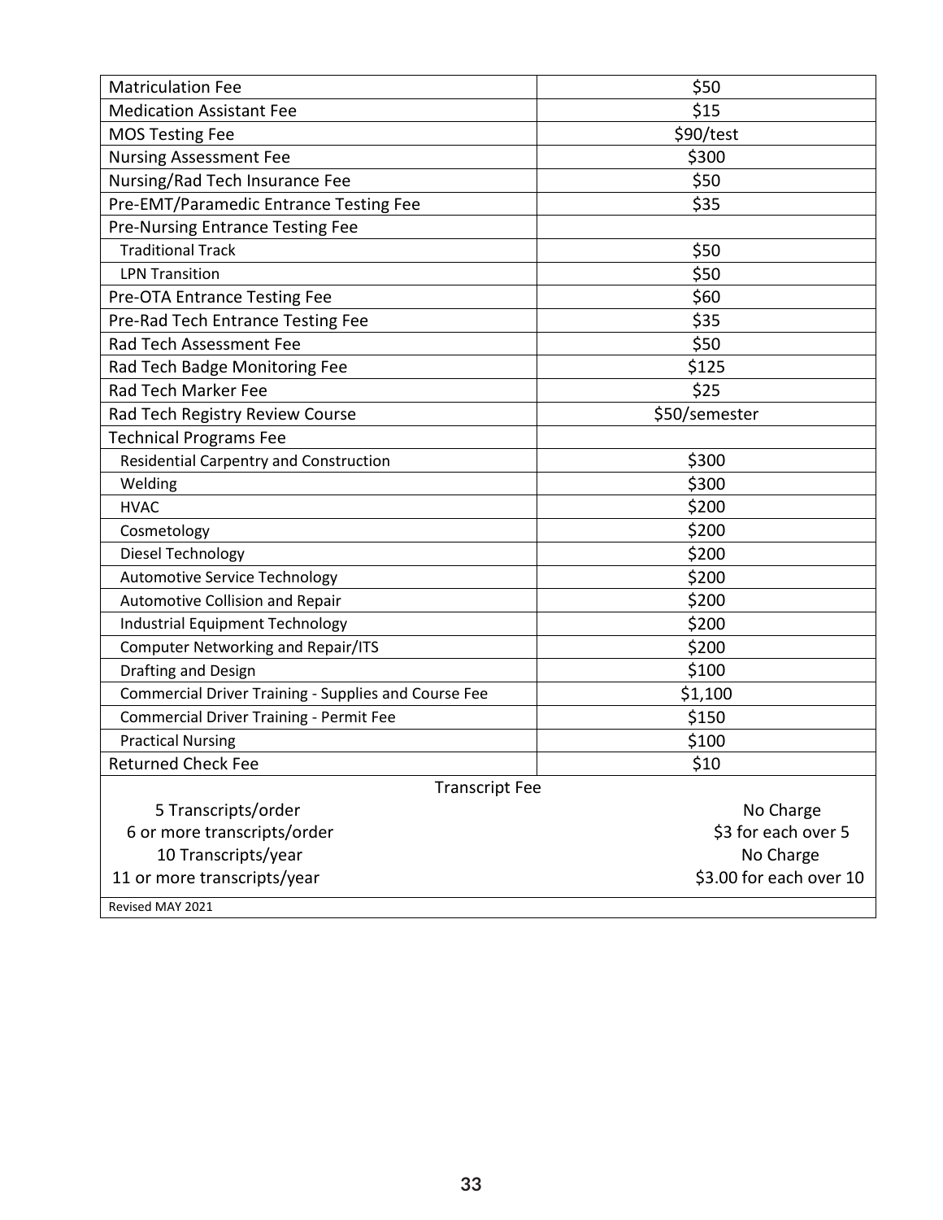| | |
|---|---|
| Matriculation Fee | $50 |
| Medication Assistant Fee | $15 |
| MOS Testing Fee | $90/test |
| Nursing Assessment Fee | $300 |
| Nursing/Rad Tech Insurance Fee | $50 |
| Pre-EMT/Paramedic Entrance Testing Fee | $35 |
| Pre-Nursing Entrance Testing Fee | |
| Traditional Track | $50 |
| LPN Transition | $50 |
| Pre-OTA Entrance Testing Fee | $60 |
| Pre-Rad Tech Entrance Testing Fee | $35 |
| Rad Tech Assessment Fee | $50 |
| Rad Tech Badge Monitoring Fee | $125 |
| Rad Tech Marker Fee | $25 |
| Rad Tech Registry Review Course | $50/semester |
| Technical Programs Fee | |
| Residential Carpentry and Construction | $300 |
| Welding | $300 |
| HVAC | $200 |
| Cosmetology | $200 |
| Diesel Technology | $200 |
| Automotive Service Technology | $200 |
| Automotive Collision and Repair | $200 |
| Industrial Equipment Technology | $200 |
| Computer Networking and Repair/ITS | $200 |
| Drafting and Design | $100 |
| Commercial Driver Training - Supplies and Course Fee | $1,100 |
| Commercial Driver Training - Permit Fee | $150 |
| Practical Nursing | $100 |
| Returned Check Fee | $10 |
| Transcript Fee | |
| 5 Transcripts/order | No Charge |
| 6 or more transcripts/order | $3 for each over 5 |
| 10 Transcripts/year | No Charge |
| 11 or more transcripts/year | $3.00 for each over 10 |

Revised MAY 2021